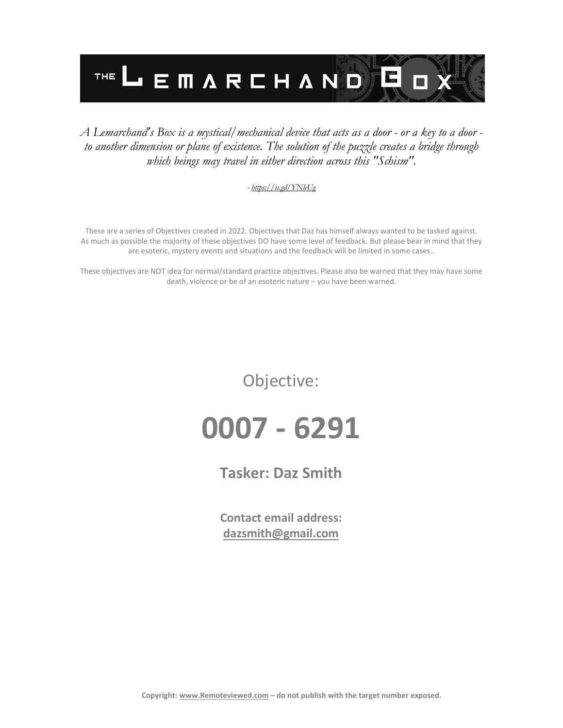# THE LEMARCHAND BOX

*A Lemarchand's Box is a mystical/mechanical device that acts as a door - or a key to a door - to another dimension or plane of existence. The solution of the puzzle creates a bridge through which beings may travel in either direction across this "Schism".*

*- https://is.gd/YNleUg*

These are a series of Objectives created in 2022. Objectives that Daz has himself always wanted to be tasked against. As much as possible the majority of these objectives DO have some level of feedback. But please bear in mind that they are esoteric, mystery events and situations and the feedback will be limited in some cases..

These objectives are NOT idea for normal/standard practice objectives. Please also be warned that they may have some death, violence or be of an esoteric nature – you have been warned.

Objective:

# 0007 - 6291

## Tasker: Daz Smith

**Contact email address:**
**dazsmith@gmail.com**

**Copyright: www.Remoteviewed.com – do not publish with the target number exposed.**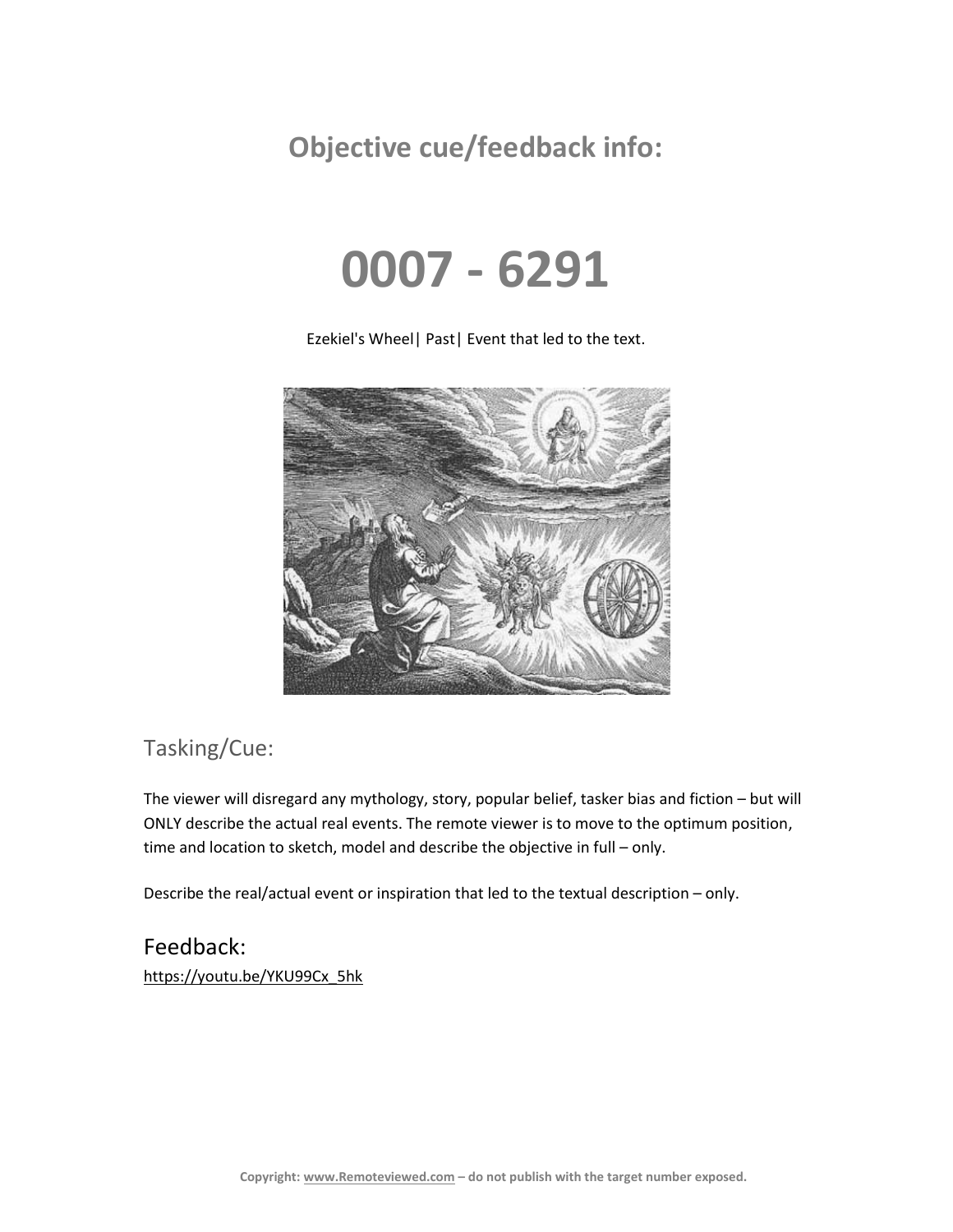# Objective cue/feedback info:

# 0007 - 6291

Ezekiel's Wheel| Past| Event that led to the text.

## Tasking/Cue:

The viewer will disregard any mythology, story, popular belief, tasker bias and fiction – but will ONLY describe the actual real events. The remote viewer is to move to the optimum position, time and location to sketch, model and describe the objective in full – only.

Describe the real/actual event or inspiration that led to the textual description – only.

## Feedback:

https://youtu.be/YKU99Cx_5hk

Copyright: www.Remoteviewed.com – do not publish with the target number exposed.